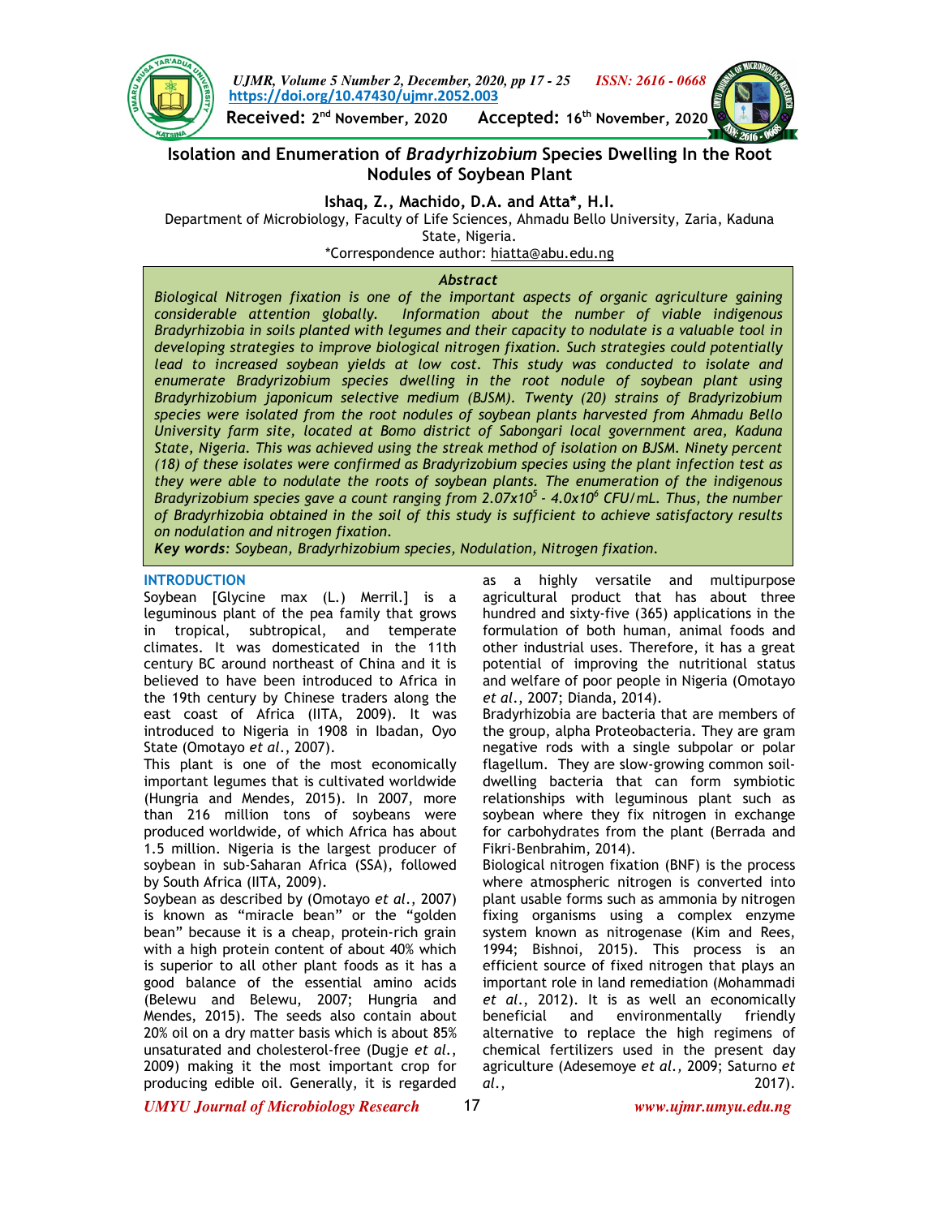https://doi.org/10.47430/ujmr.2052.003

**Received:** 2[nd] November, 2020 **Accepted:** 16[th] November, 2020

# Isolation and Enumeration of *Bradyrhizobium* Species Dwelling In the Root Nodules of Soybean Plant

**Ishaq, Z., Machido, D.A. and Atta\*, H.I.**

Department of Microbiology, Faculty of Life Sciences, Ahmadu Bello University, Zaria, Kaduna State, Nigeria.

\*Correspondence author: hiatta@abu.edu.ng

### *Abstract*

*Biological Nitrogen fixation is one of the important aspects of organic agriculture gaining considerable attention globally. Information about the number of viable indigenous Bradyrhizobia in soils planted with legumes and their capacity to nodulate is a valuable tool in developing strategies to improve biological nitrogen fixation. Such strategies could potentially lead to increased soybean yields at low cost. This study was conducted to isolate and enumerate Bradyrhizobium species dwelling in the root nodule of soybean plant using Bradyrhizobium japonicum selective medium (BJSM). Twenty (20) strains of Bradyrizobium species were isolated from the root nodules of soybean plants harvested from Ahmadu Bello University farm site, located at Bomo district of Sabongari local government area, Kaduna State, Nigeria. This was achieved using the streak method of isolation on BJSM. Ninety percent (18) of these isolates were confirmed as Bradyrizobium species using the plant infection test as they were able to nodulate the roots of soybean plants. The enumeration of the indigenous Bradyrizobium species gave a count ranging from $2.07x10^5$ - $4.0x10^6$ CFU/mL. Thus, the number of Bradyrhizobia obtained in the soil of this study is sufficient to achieve satisfactory results on nodulation and nitrogen fixation.*

***Key words**: Soybean, Bradyrhizobium species, Nodulation, Nitrogen fixation.*

## INTRODUCTION

Soybean [Glycine max (L.) Merril.] is a leguminous plant of the pea family that grows in tropical, subtropical, and temperate climates. It was domesticated in the 11th century BC around northeast of China and it is believed to have been introduced to Africa in the 19th century by Chinese traders along the east coast of Africa (IITA, 2009). It was introduced to Nigeria in 1908 in Ibadan, Oyo State (Omotayo *et al*., 2007).

This plant is one of the most economically important legumes that is cultivated worldwide (Hungria and Mendes, 2015). In 2007, more than 216 million tons of soybeans were produced worldwide, of which Africa has about 1.5 million. Nigeria is the largest producer of soybean in sub-Saharan Africa (SSA), followed by South Africa (IITA, 2009).

Soybean as described by (Omotayo *et al*., 2007) is known as "miracle bean" or the "golden bean" because it is a cheap, protein-rich grain with a high protein content of about 40% which is superior to all other plant foods as it has a good balance of the essential amino acids (Belewu and Belewu, 2007; Hungria and Mendes, 2015). The seeds also contain about 20% oil on a dry matter basis which is about 85% unsaturated and cholesterol-free (Dugje *et al*., 2009) making it the most important crop for producing edible oil. Generally, it is regarded as a highly versatile and multipurpose agricultural product that has about three hundred and sixty-five (365) applications in the formulation of both human, animal foods and other industrial uses. Therefore, it has a great potential of improving the nutritional status and welfare of poor people in Nigeria (Omotayo *et al*., 2007; Dianda, 2014).

Bradyrhizobia are bacteria that are members of the group, alpha Proteobacteria. They are gram negative rods with a single subpolar or polar flagellum. They are slow-growing common soil-dwelling bacteria that can form symbiotic relationships with leguminous plant such as soybean where they fix nitrogen in exchange for carbohydrates from the plant (Berrada and Fikri-Benbrahim, 2014).

Biological nitrogen fixation (BNF) is the process where atmospheric nitrogen is converted into plant usable forms such as ammonia by nitrogen fixing organisms using a complex enzyme system known as nitrogenase (Kim and Rees, 1994; Bishnoi, 2015). This process is an efficient source of fixed nitrogen that plays an important role in land remediation (Mohammadi *et al*., 2012). It is as well an economically beneficial and environmentally friendly alternative to replace the high regimens of chemical fertilizers used in the present day agriculture (Adesemoye *et al*., 2009; Saturno *et al*., 2017).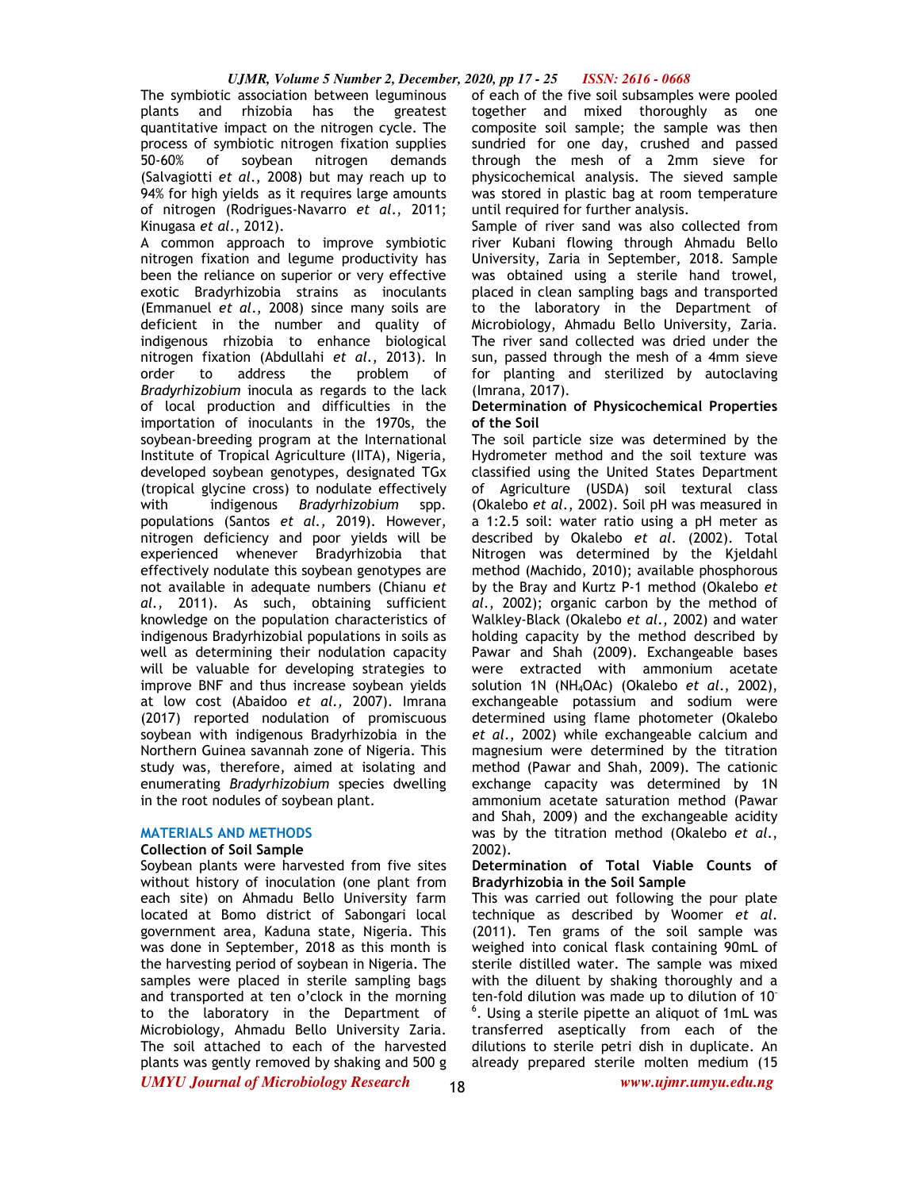The symbiotic association between leguminous plants and rhizobia has the greatest quantitative impact on the nitrogen cycle. The process of symbiotic nitrogen fixation supplies 50-60% of soybean nitrogen demands (Salvagiotti *et al*., 2008) but may reach up to 94% for high yields as it requires large amounts of nitrogen (Rodrigues-Navarro *et al*., 2011; Kinugasa *et al*., 2012).

A common approach to improve symbiotic nitrogen fixation and legume productivity has been the reliance on superior or very effective exotic Bradyrhizobia strains as inoculants (Emmanuel *et al*., 2008) since many soils are deficient in the number and quality of indigenous rhizobia to enhance biological nitrogen fixation (Abdullahi *et al*., 2013). In order to address the problem of *Bradyrhizobium* inocula as regards to the lack of local production and difficulties in the importation of inoculants in the 1970s, the soybean-breeding program at the International Institute of Tropical Agriculture (IITA), Nigeria, developed soybean genotypes, designated TGx (tropical glycine cross) to nodulate effectively with indigenous *Bradyrhizobium* spp. populations (Santos *et al*., 2019). However, nitrogen deficiency and poor yields will be experienced whenever Bradyrhizobia that effectively nodulate this soybean genotypes are not available in adequate numbers (Chianu *et al*., 2011). As such, obtaining sufficient knowledge on the population characteristics of indigenous Bradyrhizobial populations in soils as well as determining their nodulation capacity will be valuable for developing strategies to improve BNF and thus increase soybean yields at low cost (Abaidoo *et al*., 2007). Imrana (2017) reported nodulation of promiscuous soybean with indigenous Bradyrhizobia in the Northern Guinea savannah zone of Nigeria. This study was, therefore, aimed at isolating and enumerating *Bradyrhizobium* species dwelling in the root nodules of soybean plant.

## MATERIALS AND METHODS

### Collection of Soil Sample

Soybean plants were harvested from five sites without history of inoculation (one plant from each site) on Ahmadu Bello University farm located at Bomo district of Sabongari local government area, Kaduna state, Nigeria. This was done in September, 2018 as this month is the harvesting period of soybean in Nigeria. The samples were placed in sterile sampling bags and transported at ten o'clock in the morning to the laboratory in the Department of Microbiology, Ahmadu Bello University Zaria. The soil attached to each of the harvested plants was gently removed by shaking and 500 g of each of the five soil subsamples were pooled together and mixed thoroughly as one composite soil sample; the sample was then sundried for one day, crushed and passed through the mesh of a 2mm sieve for physicochemical analysis. The sieved sample was stored in plastic bag at room temperature until required for further analysis.

Sample of river sand was also collected from river Kubani flowing through Ahmadu Bello University, Zaria in September, 2018. Sample was obtained using a sterile hand trowel, placed in clean sampling bags and transported to the laboratory in the Department of Microbiology, Ahmadu Bello University, Zaria. The river sand collected was dried under the sun, passed through the mesh of a 4mm sieve for planting and sterilized by autoclaving (Imrana, 2017).

### Determination of Physicochemical Properties of the Soil

The soil particle size was determined by the Hydrometer method and the soil texture was classified using the United States Department of Agriculture (USDA) soil textural class (Okalebo *et al*., 2002). Soil pH was measured in a 1:2.5 soil: water ratio using a pH meter as described by Okalebo *et al*. (2002). Total Nitrogen was determined by the Kjeldahl method (Machido, 2010); available phosphorous by the Bray and Kurtz P-1 method (Okalebo *et al*., 2002); organic carbon by the method of Walkley-Black (Okalebo *et al*., 2002) and water holding capacity by the method described by Pawar and Shah (2009). Exchangeable bases were extracted with ammonium acetate solution 1N ($NH_4OAc$) (Okalebo *et al*., 2002), exchangeable potassium and sodium were determined using flame photometer (Okalebo *et al*., 2002) while exchangeable calcium and magnesium were determined by the titration method (Pawar and Shah, 2009). The cationic exchange capacity was determined by 1N ammonium acetate saturation method (Pawar and Shah, 2009) and the exchangeable acidity was by the titration method (Okalebo *et al*., 2002).

### Determination of Total Viable Counts of Bradyrhizobia in the Soil Sample

This was carried out following the pour plate technique as described by Woomer *et al*. (2011). Ten grams of the soil sample was weighed into conical flask containing 90mL of sterile distilled water. The sample was mixed with the diluent by shaking thoroughly and a ten-fold dilution was made up to dilution of $10^{-6}$. Using a sterile pipette an aliquot of 1mL was transferred aseptically from each of the dilutions to sterile petri dish in duplicate. An already prepared sterile molten medium (15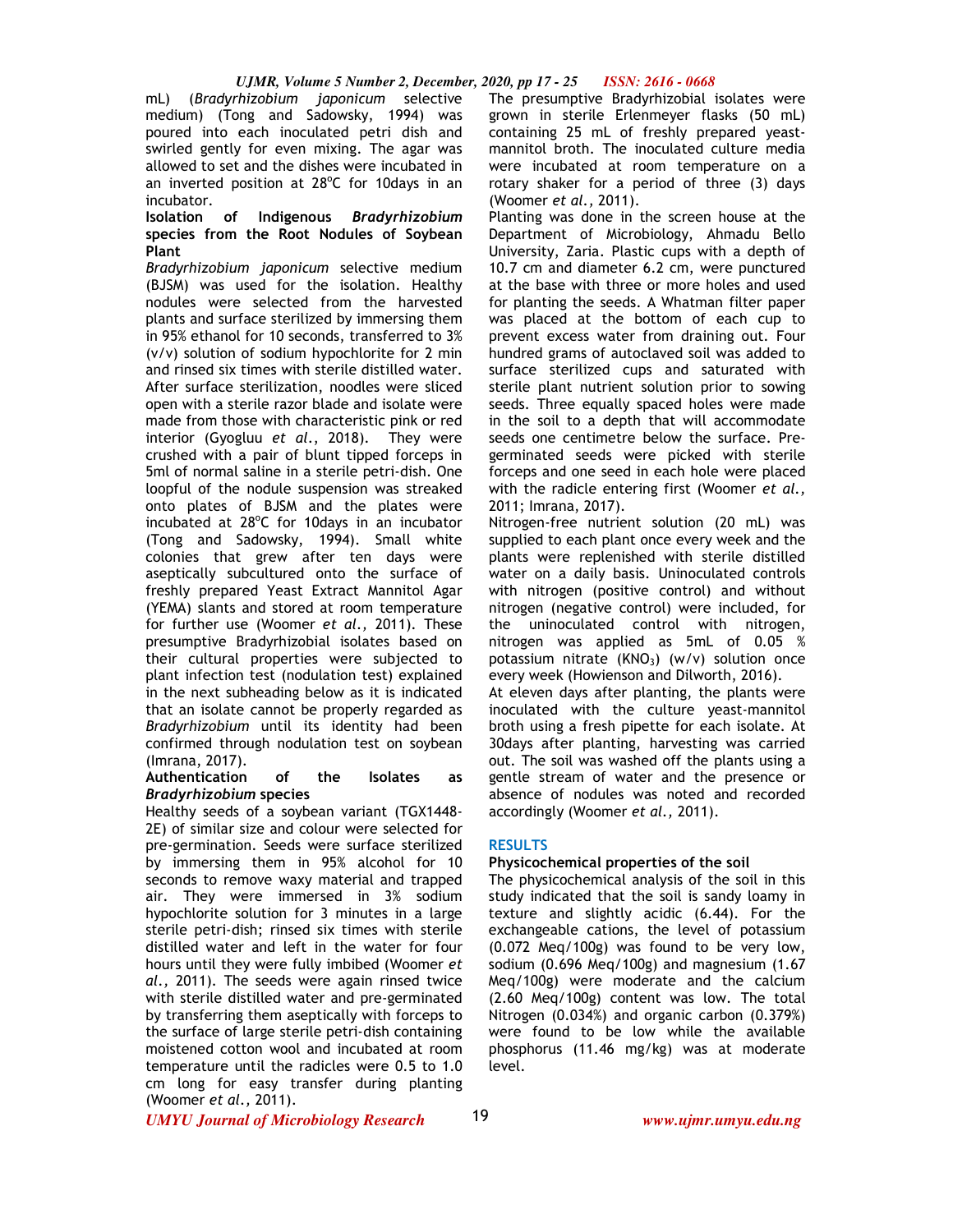mL) (*Bradyrhizobium japonicum* selective medium) (Tong and Sadowsky, 1994) was poured into each inoculated petri dish and swirled gently for even mixing. The agar was allowed to set and the dishes were incubated in an inverted position at 28$^{o}$C for 10days in an incubator.

**Isolation of Indigenous *Bradyrhizobium* species from the Root Nodules of Soybean Plant**

*Bradyrhizobium japonicum* selective medium (BJSM) was used for the isolation. Healthy nodules were selected from the harvested plants and surface sterilized by immersing them in 95% ethanol for 10 seconds, transferred to 3% (v/v) solution of sodium hypochlorite for 2 min and rinsed six times with sterile distilled water. After surface sterilization, noodles were sliced open with a sterile razor blade and isolate were made from those with characteristic pink or red interior (Gyogluu *et al.*, 2018). They were crushed with a pair of blunt tipped forceps in 5ml of normal saline in a sterile petri-dish. One loopful of the nodule suspension was streaked onto plates of BJSM and the plates were incubated at 28$^{o}$C for 10days in an incubator (Tong and Sadowsky, 1994). Small white colonies that grew after ten days were aseptically subcultured onto the surface of freshly prepared Yeast Extract Mannitol Agar (YEMA) slants and stored at room temperature for further use (Woomer *et al.,* 2011). These presumptive Bradyrhizobial isolates based on their cultural properties were subjected to plant infection test (nodulation test) explained in the next subheading below as it is indicated that an isolate cannot be properly regarded as *Bradyrhizobium* until its identity had been confirmed through nodulation test on soybean (Imrana, 2017).

**Authentication of the Isolates as *Bradyrhizobium* species**

Healthy seeds of a soybean variant (TGX1448-2E) of similar size and colour were selected for pre-germination. Seeds were surface sterilized by immersing them in 95% alcohol for 10 seconds to remove waxy material and trapped air. They were immersed in 3% sodium hypochlorite solution for 3 minutes in a large sterile petri-dish; rinsed six times with sterile distilled water and left in the water for four hours until they were fully imbibed (Woomer *et al.,* 2011). The seeds were again rinsed twice with sterile distilled water and pre-germinated by transferring them aseptically with forceps to the surface of large sterile petri-dish containing moistened cotton wool and incubated at room temperature until the radicles were 0.5 to 1.0 cm long for easy transfer during planting (Woomer *et al.,* 2011).

The presumptive Bradyrhizobial isolates were grown in sterile Erlenmeyer flasks (50 mL) containing 25 mL of freshly prepared yeast-mannitol broth. The inoculated culture media were incubated at room temperature on a rotary shaker for a period of three (3) days (Woomer *et al.,* 2011).

Planting was done in the screen house at the Department of Microbiology, Ahmadu Bello University, Zaria. Plastic cups with a depth of 10.7 cm and diameter 6.2 cm, were punctured at the base with three or more holes and used for planting the seeds. A Whatman filter paper was placed at the bottom of each cup to prevent excess water from draining out. Four hundred grams of autoclaved soil was added to surface sterilized cups and saturated with sterile plant nutrient solution prior to sowing seeds. Three equally spaced holes were made in the soil to a depth that will accommodate seeds one centimetre below the surface. Pre-germinated seeds were picked with sterile forceps and one seed in each hole were placed with the radicle entering first (Woomer *et al.,* 2011; Imrana, 2017).

Nitrogen-free nutrient solution (20 mL) was supplied to each plant once every week and the plants were replenished with sterile distilled water on a daily basis. Uninoculated controls with nitrogen (positive control) and without nitrogen (negative control) were included, for the uninoculated control with nitrogen, nitrogen was applied as 5mL of 0.05 % potassium nitrate ($KNO_3$) (w/v) solution once every week (Howienson and Dilworth, 2016).

At eleven days after planting, the plants were inoculated with the culture yeast-mannitol broth using a fresh pipette for each isolate. At 30days after planting, harvesting was carried out. The soil was washed off the plants using a gentle stream of water and the presence or absence of nodules was noted and recorded accordingly (Woomer *et al.,* 2011).

## RESULTS

**Physicochemical properties of the soil**

The physicochemical analysis of the soil in this study indicated that the soil is sandy loamy in texture and slightly acidic (6.44). For the exchangeable cations, the level of potassium (0.072 Meq/100g) was found to be very low, sodium (0.696 Meq/100g) and magnesium (1.67 Meq/100g) were moderate and the calcium (2.60 Meq/100g) content was low. The total Nitrogen (0.034%) and organic carbon (0.379%) were found to be low while the available phosphorus (11.46 mg/kg) was at moderate level.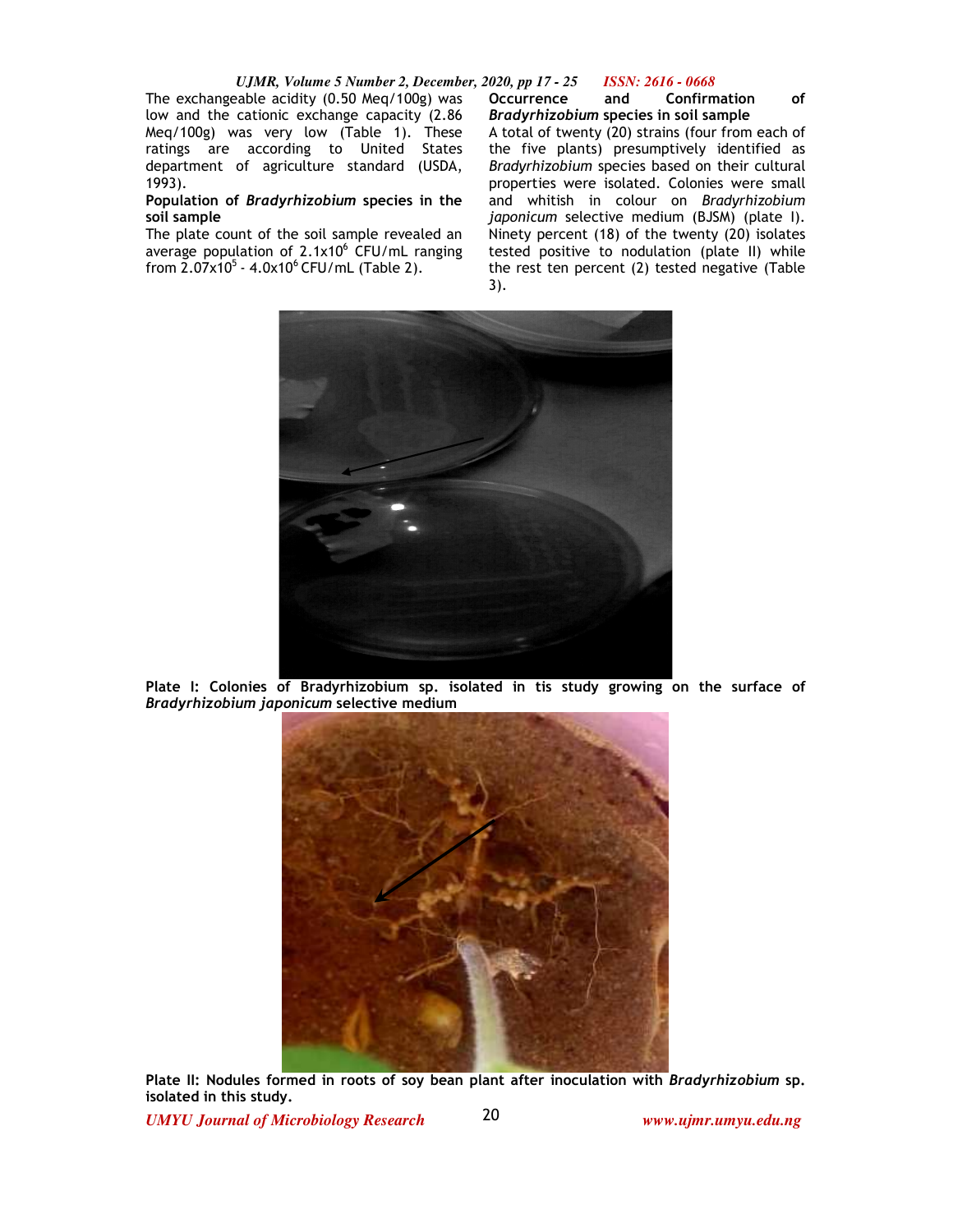The exchangeable acidity (0.50 Meq/100g) was low and the cationic exchange capacity (2.86 Meq/100g) was very low (Table 1). These ratings are according to United States department of agriculture standard (USDA, 1993).

**Population of *Bradyrhizobium* species in the soil sample**

The plate count of the soil sample revealed an average population of $2.1 \times 10^6$ CFU/mL ranging from $2.07 \times 10^5$ - $4.0 \times 10^6$ CFU/mL (Table 2).

**Occurrence and Confirmation of *Bradyrhizobium* species in soil sample**

A total of twenty (20) strains (four from each of the five plants) presumptively identified as *Bradyrhizobium* species based on their cultural properties were isolated. Colonies were small and whitish in colour on *Bradyrhizobium japonicum* selective medium (BJSM) (plate I). Ninety percent (18) of the twenty (20) isolates tested positive to nodulation (plate II) while the rest ten percent (2) tested negative (Table 3).

**Plate I: Colonies of Bradyrhizobium sp. isolated in tis study growing on the surface of *Bradyrhizobium japonicum* selective medium**

**Plate II: Nodules formed in roots of soy bean plant after inoculation with *Bradyrhizobium* sp. isolated in this study.**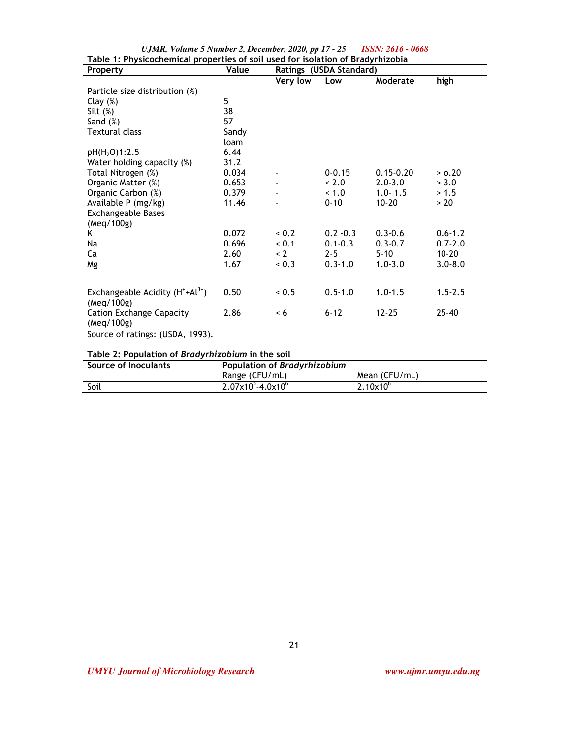**Table 1: Physicochemical properties of soil used for isolation of Bradyrhizobia**

| Property | Value | Ratings (USDA Standard) | | | |
|---|---|---|---|---|---|
| | | Very low | Low | Moderate | high |
| Particle size distribution (%) | | | | | |
| Clay (%) | 5 | | | | |
| Silt (%) | 38 | | | | |
| Sand (%) | 57 | | | | |
| Textural class | Sandy loam | | | | |
| pH($H_2O$)1:2.5 | 6.44 | | | | |
| Water holding capacity (%) | 31.2 | | | | |
| Total Nitrogen (%) | 0.034 | - | 0-0.15 | 0.15-0.20 | > o.20 |
| Organic Matter (%) | 0.653 | - | < 2.0 | 2.0-3.0 | > 3.0 |
| Organic Carbon (%) | 0.379 | - | < 1.0 | 1.0- 1.5 | > 1.5 |
| Available P (mg/kg) | 11.46 | - | 0-10 | 10-20 | > 20 |
| Exchangeable Bases (Meq/100g) | | | | | |
| K | 0.072 | < 0.2 | 0.2 -0.3 | 0.3-0.6 | 0.6-1.2 |
| Na | 0.696 | < 0.1 | 0.1-0.3 | 0.3-0.7 | 0.7-2.0 |
| Ca | 2.60 | < 2 | 2-5 | 5-10 | 10-20 |
| Mg | 1.67 | < 0.3 | 0.3-1.0 | 1.0-3.0 | 3.0-8.0 |
| Exchangeable Acidity ($H^+$+$Al^{3+}$) (Meq/100g) | 0.50 | < 0.5 | 0.5-1.0 | 1.0-1.5 | 1.5-2.5 |
| Cation Exchange Capacity (Meq/100g) | 2.86 | < 6 | 6-12 | 12-25 | 25-40 |

Source of ratings: (USDA, 1993).

**Table 2: Population of *Bradyrhizobium* in the soil**

| Source of Inoculants | Population of *Bradyrhizobium* | |
|---|---|---|
| | Range (CFU/mL) | Mean (CFU/mL) |
| Soil | $2.07\times10^5$-$4.0\times10^6$ | $2.10\times10^6$ |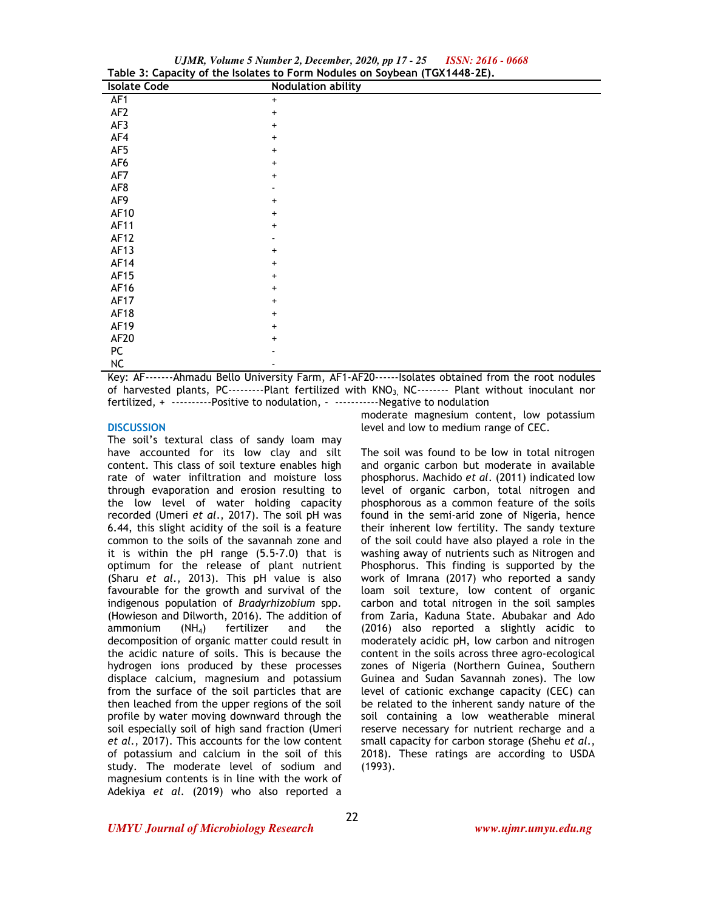**Table 3: Capacity of the Isolates to Form Nodules on Soybean (TGX1448-2E).**

| Isolate Code | Nodulation ability |
|---|---|
| AF1 | + |
| AF2 | + |
| AF3 | + |
| AF4 | + |
| AF5 | + |
| AF6 | + |
| AF7 | + |
| AF8 | - |
| AF9 | + |
| AF10 | + |
| AF11 | + |
| AF12 | - |
| AF13 | + |
| AF14 | + |
| AF15 | + |
| AF16 | + |
| AF17 | + |
| AF18 | + |
| AF19 | + |
| AF20 | + |
| PC | - |
| NC | - |

Key: AF-------Ahmadu Bello University Farm, AF1-AF20------Isolates obtained from the root nodules of harvested plants, PC---------Plant fertilized with $KNO_3$, NC-------- Plant without inoculant nor fertilized, + ----------Positive to nodulation, - -----------Negative to nodulation

## DISCUSSION

The soil's textural class of sandy loam may have accounted for its low clay and silt content. This class of soil texture enables high rate of water infiltration and moisture loss through evaporation and erosion resulting to the low level of water holding capacity recorded (Umeri *et al*., 2017). The soil pH was 6.44, this slight acidity of the soil is a feature common to the soils of the savannah zone and it is within the pH range (5.5-7.0) that is optimum for the release of plant nutrient (Sharu *et al*., 2013). This pH value is also favourable for the growth and survival of the indigenous population of *Bradyrhizobium* spp. (Howieson and Dilworth, 2016). The addition of ammonium ($NH_4$) fertilizer and the decomposition of organic matter could result in the acidic nature of soils. This is because the hydrogen ions produced by these processes displace calcium, magnesium and potassium from the surface of the soil particles that are then leached from the upper regions of the soil profile by water moving downward through the soil especially soil of high sand fraction (Umeri *et al*., 2017). This accounts for the low content of potassium and calcium in the soil of this study. The moderate level of sodium and magnesium contents is in line with the work of Adekiya *et al*. (2019) who also reported a moderate magnesium content, low potassium level and low to medium range of CEC.

The soil was found to be low in total nitrogen and organic carbon but moderate in available phosphorus. Machido *et al*. (2011) indicated low level of organic carbon, total nitrogen and phosphorous as a common feature of the soils found in the semi-arid zone of Nigeria, hence their inherent low fertility. The sandy texture of the soil could have also played a role in the washing away of nutrients such as Nitrogen and Phosphorus. This finding is supported by the work of Imrana (2017) who reported a sandy loam soil texture, low content of organic carbon and total nitrogen in the soil samples from Zaria, Kaduna State. Abubakar and Ado (2016) also reported a slightly acidic to moderately acidic pH, low carbon and nitrogen content in the soils across three agro-ecological zones of Nigeria (Northern Guinea, Southern Guinea and Sudan Savannah zones). The low level of cationic exchange capacity (CEC) can be related to the inherent sandy nature of the soil containing a low weatherable mineral reserve necessary for nutrient recharge and a small capacity for carbon storage (Shehu *et al*., 2018). These ratings are according to USDA (1993).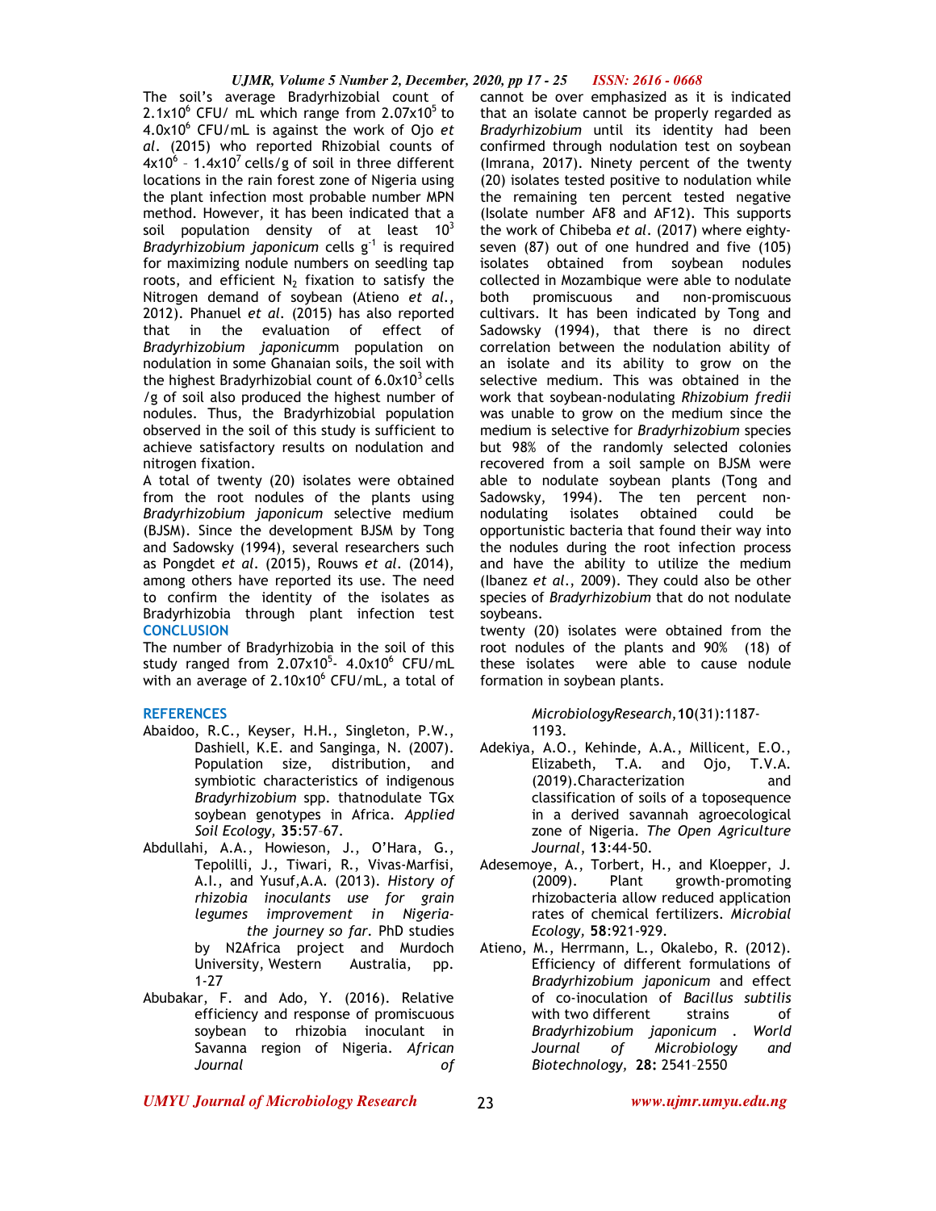The soil's average Bradyrhizobial count of $2.1x10^6$ CFU/ mL which range from $2.07x10^5$ to $4.0x10^6$ CFU/mL is against the work of Ojo *et al*. (2015) who reported Rhizobial counts of $4x10^6$ – $1.4x10^7$ cells/g of soil in three different locations in the rain forest zone of Nigeria using the plant infection most probable number MPN method. However, it has been indicated that a soil population density of at least $10^3$ *Bradyrhizobium japonicum* cells $g^{-1}$ is required for maximizing nodule numbers on seedling tap roots, and efficient $N_2$ fixation to satisfy the Nitrogen demand of soybean (Atieno *et al.*, 2012). Phanuel *et al*. (2015) has also reported that in the evaluation of effect of *Bradyrhizobium japonicum*m population on nodulation in some Ghanaian soils, the soil with the highest Bradyrhizobial count of $6.0x10^3$ cells /g of soil also produced the highest number of nodules. Thus, the Bradyrhizobial population observed in the soil of this study is sufficient to achieve satisfactory results on nodulation and nitrogen fixation.

A total of twenty (20) isolates were obtained from the root nodules of the plants using *Bradyrhizobium japonicum* selective medium (BJSM). Since the development BJSM by Tong and Sadowsky (1994), several researchers such as Pongdet *et al*. (2015), Rouws *et al*. (2014), among others have reported its use. The need to confirm the identity of the isolates as Bradyrhizobia through plant infection test cannot be over emphasized as it is indicated that an isolate cannot be properly regarded as *Bradyrhizobium* until its identity had been confirmed through nodulation test on soybean (Imrana, 2017). Ninety percent of the twenty (20) isolates tested positive to nodulation while the remaining ten percent tested negative (Isolate number AF8 and AF12). This supports the work of Chibeba *et al*. (2017) where eighty-seven (87) out of one hundred and five (105) isolates obtained from soybean nodules collected in Mozambique were able to nodulate both promiscuous and non-promiscuous cultivars. It has been indicated by Tong and Sadowsky (1994), that there is no direct correlation between the nodulation ability of an isolate and its ability to grow on the selective medium. This was obtained in the work that soybean-nodulating *Rhizobium fredii* was unable to grow on the medium since the medium is selective for *Bradyrhizobium* species but 98% of the randomly selected colonies recovered from a soil sample on BJSM were able to nodulate soybean plants (Tong and Sadowsky, 1994). The ten percent non-nodulating isolates obtained could be opportunistic bacteria that found their way into the nodules during the root infection process and have the ability to utilize the medium (Ibanez *et al*., 2009). They could also be other species of *Bradyrhizobium* that do not nodulate soybeans.

## CONCLUSION

The number of Bradyrhizobia in the soil of this study ranged from $2.07x10^5$- $4.0x10^6$ CFU/mL with an average of $2.10x10^6$ CFU/mL, a total of twenty (20) isolates were obtained from the root nodules of the plants and 90% (18) of these isolates were able to cause nodule formation in soybean plants.

## REFERENCES

- Abaidoo, R.C., Keyser, H.H., Singleton, P.W., Dashiell, K.E. and Sanginga, N. (2007). Population size, distribution, and symbiotic characteristics of indigenous *Bradyrhizobium* spp. thatnodulate TGx soybean genotypes in Africa. *Applied Soil Ecology,* **35**:57–67.
- Abdullahi, A.A., Howieson, J., O'Hara, G., Tepolilli, J., Tiwari, R., Vivas-Marfisi, A.I., and Yusuf,A.A. (2013). *History of rhizobia inoculants use for grain legumes improvement in Nigeria- the journey so far*. PhD studies by N2Africa project and Murdoch University, Western Australia, pp. 1-27
- Abubakar, F. and Ado, Y. (2016). Relative efficiency and response of promiscuous soybean to rhizobia inoculant in Savanna region of Nigeria. *African Journal of MicrobiologyResearch*,**10**(31):1187-1193.
- Adekiya, A.O., Kehinde, A.A., Millicent, E.O., Elizabeth, T.A. and Ojo, T.V.A. (2019).Characterization and classification of soils of a toposequence in a derived savannah agroecological zone of Nigeria. *The Open Agriculture Journal*, **13**:44-50.
- Adesemoye, A., Torbert, H., and Kloepper, J. (2009). Plant growth-promoting rhizobacteria allow reduced application rates of chemical fertilizers. *Microbial Ecology,* **58**:921-929.
- Atieno, M., Herrmann, L., Okalebo, R. (2012). Efficiency of different formulations of *Bradyrhizobium japonicum* and effect of co-inoculation of *Bacillus subtilis* with two different strains of *Bradyrhizobium japonicum* . *World Journal of Microbiology and Biotechnology,* **28:** 2541–2550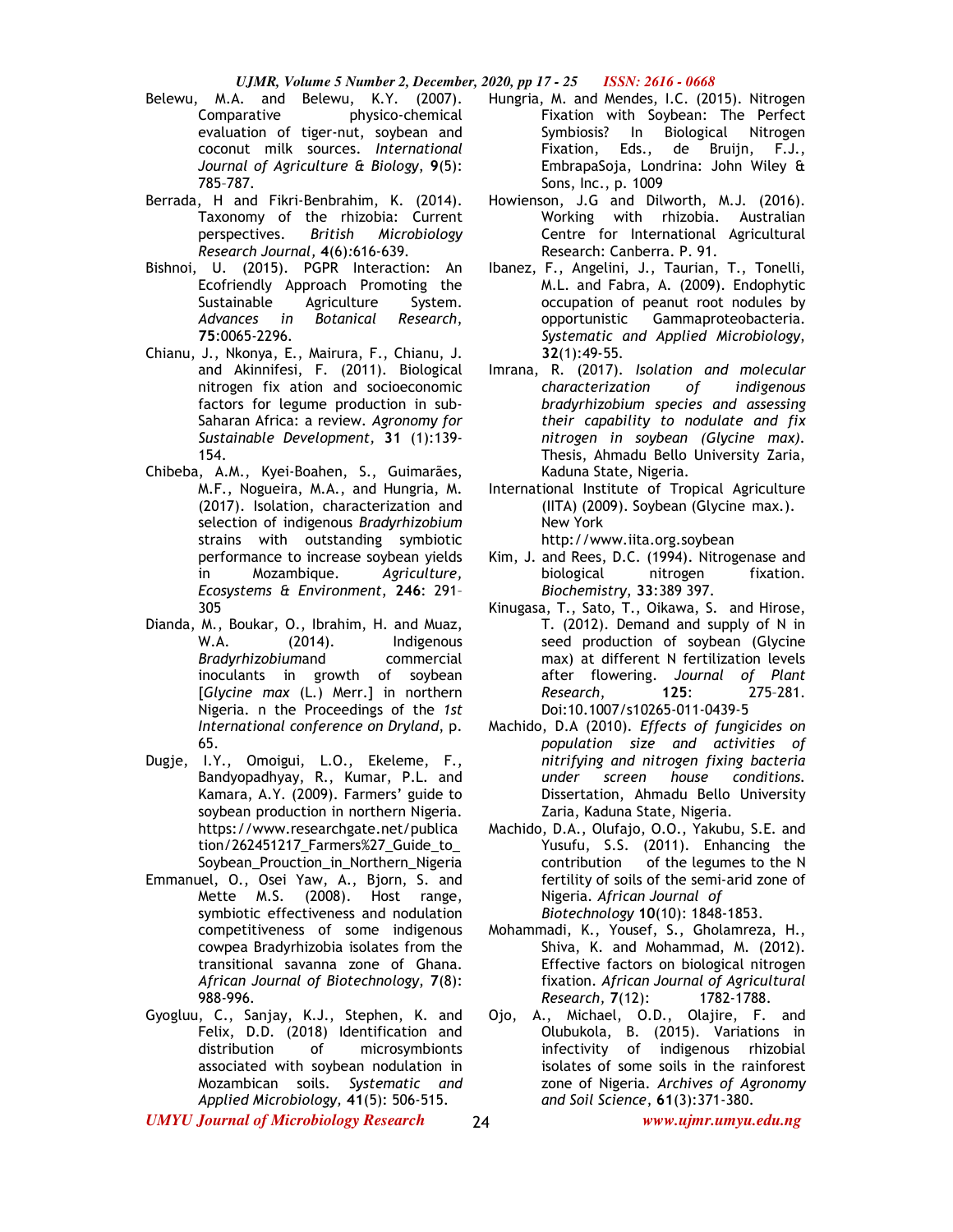Belewu, M.A. and Belewu, K.Y. (2007). Comparative physico-chemical evaluation of tiger-nut, soybean and coconut milk sources. *International Journal of Agriculture & Biology*, **9**(5): 785–787.

Berrada, H and Fikri-Benbrahim, K. (2014). Taxonomy of the rhizobia: Current perspectives. *British Microbiology Research Journal*, **4**(6):616-639.

Bishnoi, U. (2015). PGPR Interaction: An Ecofriendly Approach Promoting the Sustainable Agriculture System. *Advances in Botanical Research*, **75**:0065-2296.

Chianu, J., Nkonya, E., Mairura, F., Chianu, J. and Akinnifesi, F. (2011). Biological nitrogen fix ation and socioeconomic factors for legume production in sub-Saharan Africa: a review. *Agronomy for Sustainable Development*, **31** (1):139-154.

Chibeba, A.M., Kyei-Boahen, S., Guimarães, M.F., Nogueira, M.A., and Hungria, M. (2017). Isolation, characterization and selection of indigenous *Bradyrhizobium* strains with outstanding symbiotic performance to increase soybean yields in Mozambique. *Agriculture, Ecosystems & Environment*, **246**: 291–305

Dianda, M., Boukar, O., Ibrahim, H. and Muaz, W.A. (2014). Indigenous *Bradyrhizobium*and commercial inoculants in growth of soybean [*Glycine max* (L.) Merr.] in northern Nigeria. n the Proceedings of the *1st International conference on Dryland*, p. 65.

Dugje, I.Y., Omoigui, L.O., Ekeleme, F., Bandyopadhyay, R., Kumar, P.L. and Kamara, A.Y. (2009). Farmers' guide to soybean production in northern Nigeria. https://www.researchgate.net/publication/262451217_Farmers%27_Guide_to_Soybean_Prouction_in_Northern_Nigeria

Emmanuel, O., Osei Yaw, A., Bjorn, S. and Mette M.S. (2008). Host range, symbiotic effectiveness and nodulation competitiveness of some indigenous cowpea Bradyrhizobia isolates from the transitional savanna zone of Ghana. *African Journal of Biotechnology*, **7**(8): 988-996.

Gyogluu, C., Sanjay, K.J., Stephen, K. and Felix, D.D. (2018) Identification and distribution of microsymbionts associated with soybean nodulation in Mozambican soils. *Systematic and Applied Microbiology*, **41**(5): 506-515.

Hungria, M. and Mendes, I.C. (2015). Nitrogen Fixation with Soybean: The Perfect Symbiosis? In Biological Nitrogen Fixation, Eds., de Bruijn, F.J., EmbrapaSoja, Londrina: John Wiley & Sons, Inc., p. 1009

Howienson, J.G and Dilworth, M.J. (2016). Working with rhizobia. Australian Centre for International Agricultural Research: Canberra. P. 91.

Ibanez, F., Angelini, J., Taurian, T., Tonelli, M.L. and Fabra, A. (2009). Endophytic occupation of peanut root nodules by opportunistic Gammaproteobacteria. *Systematic and Applied Microbiology*, **32**(1):49-55.

Imrana, R. (2017). *Isolation and molecular characterization of indigenous bradyrhizobium species and assessing their capability to nodulate and fix nitrogen in soybean (Glycine max).* Thesis, Ahmadu Bello University Zaria, Kaduna State, Nigeria.

International Institute of Tropical Agriculture (IITA) (2009). Soybean (Glycine max.). New York http://www.iita.org.soybean

Kim, J. and Rees, D.C. (1994). Nitrogenase and biological nitrogen fixation. *Biochemistry*, **33**:389 397.

Kinugasa, T., Sato, T., Oikawa, S. and Hirose, T. (2012). Demand and supply of N in seed production of soybean (Glycine max) at different N fertilization levels after flowering. *Journal of Plant Research*, **125**: 275–281. Doi:10.1007/s10265-011-0439-5

Machido, D.A (2010). *Effects of fungicides on population size and activities of nitrifying and nitrogen fixing bacteria under screen house conditions.* Dissertation, Ahmadu Bello University Zaria, Kaduna State, Nigeria.

Machido, D.A., Olufajo, O.O., Yakubu, S.E. and Yusufu, S.S. (2011). Enhancing the contribution of the legumes to the N fertility of soils of the semi-arid zone of Nigeria. *African Journal of Biotechnology* **10**(10): 1848-1853.

Mohammadi, K., Yousef, S., Gholamreza, H., Shiva, K. and Mohammad, M. (2012). Effective factors on biological nitrogen fixation. *African Journal of Agricultural Research*, **7**(12): 1782-1788.

Ojo, A., Michael, O.D., Olajire, F. and Olubukola, B. (2015). Variations in infectivity of indigenous rhizobial isolates of some soils in the rainforest zone of Nigeria. *Archives of Agronomy and Soil Science*, **61**(3):371-380.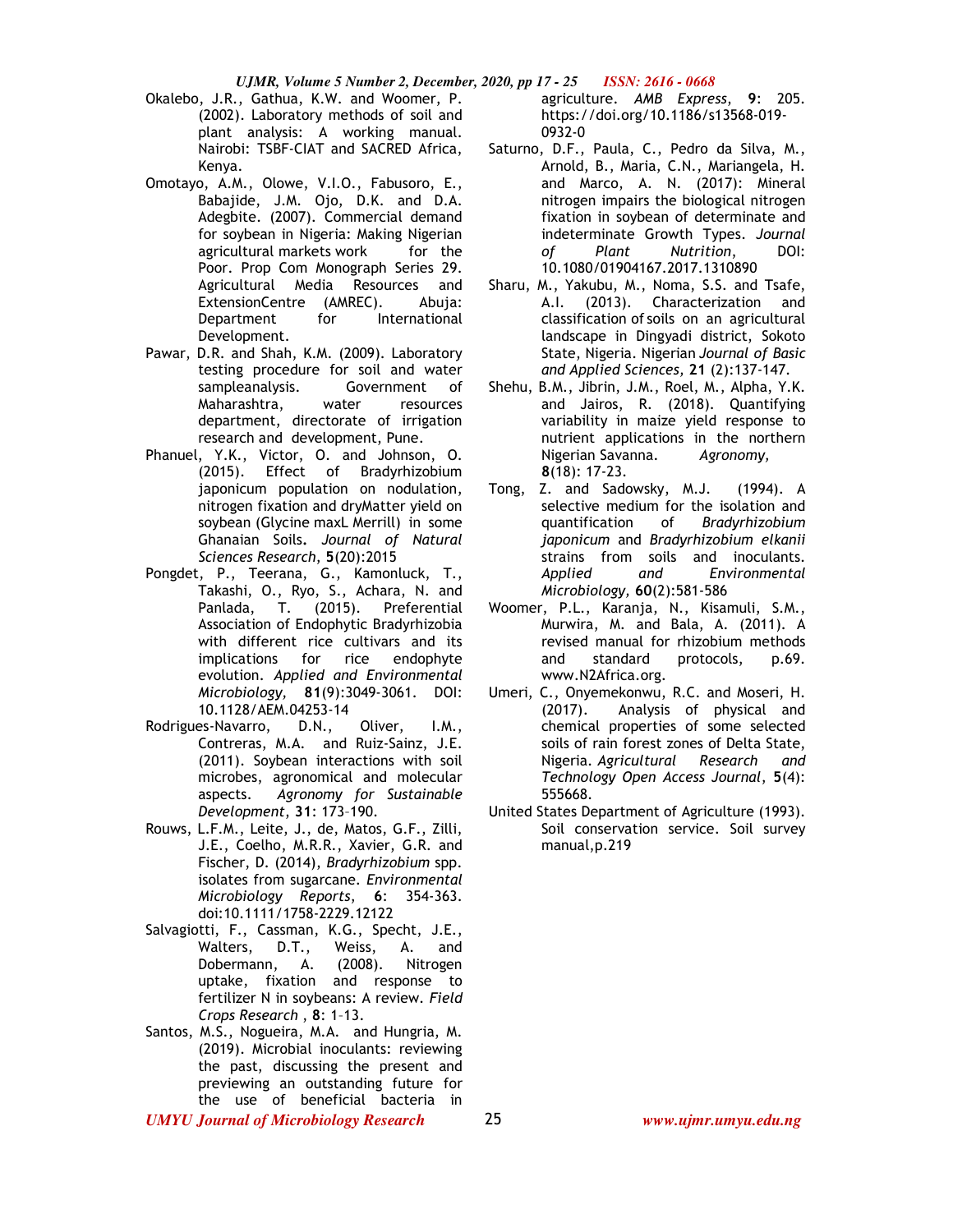Okalebo, J.R., Gathua, K.W. and Woomer, P. (2002). Laboratory methods of soil and plant analysis: A working manual. Nairobi: TSBF-CIAT and SACRED Africa, Kenya.

Omotayo, A.M., Olowe, V.I.O., Fabusoro, E., Babajide, J.M. Ojo, D.K. and D.A. Adegbite. (2007). Commercial demand for soybean in Nigeria: Making Nigerian agricultural markets work for the Poor. Prop Com Monograph Series 29. Agricultural Media Resources and ExtensionCentre (AMREC). Abuja: Department for International Development.

Pawar, D.R. and Shah, K.M. (2009). Laboratory testing procedure for soil and water sampleanalysis. Government of Maharashtra, water resources department, directorate of irrigation research and development, Pune.

Phanuel, Y.K., Victor, O. and Johnson, O. (2015). Effect of Bradyrhizobium japonicum population on nodulation, nitrogen fixation and dryMatter yield on soybean (Glycine maxL Merrill) in some Ghanaian Soils**.** *Journal of Natural Sciences Research,* **5**(20):2015

Pongdet, P., Teerana, G., Kamonluck, T., Takashi, O., Ryo, S., Achara, N. and Panlada, T. (2015). Preferential Association of Endophytic Bradyrhizobia with different rice cultivars and its implications for rice endophyte evolution. *Applied and Environmental Microbiology,* **81**(9):3049-3061. DOI: 10.1128/AEM.04253-14

Rodrigues-Navarro, D.N., Oliver, I.M., Contreras, M.A. and Ruiz-Sainz, J.E. (2011). Soybean interactions with soil microbes, agronomical and molecular aspects. *Agronomy for Sustainable Development*, **31**: 173–190.

Rouws, L.F.M., Leite, J., de, Matos, G.F., Zilli, J.E., Coelho, M.R.R., Xavier, G.R. and Fischer, D. (2014), *Bradyrhizobium* spp. isolates from sugarcane. *Environmental Microbiology Reports*, **6**: 354-363. doi:10.1111/1758-2229.12122

Salvagiotti, F., Cassman, K.G., Specht, J.E., Walters, D.T., Weiss, A. and Dobermann, A. (2008). Nitrogen uptake, fixation and response to fertilizer N in soybeans: A review. *Field Crops Research* , **8**: 1–13.

Santos, M.S., Nogueira, M.A. and Hungria, M. (2019). Microbial inoculants: reviewing the past, discussing the present and previewing an outstanding future for the use of beneficial bacteria in agriculture. *AMB Express*, **9**: 205. https://doi.org/10.1186/s13568-019-0932-0

Saturno, D.F., Paula, C., Pedro da Silva, M., Arnold, B., Maria, C.N., Mariangela, H. and Marco, A. N. (2017): Mineral nitrogen impairs the biological nitrogen fixation in soybean of determinate and indeterminate Growth Types. *Journal of Plant Nutrition*, DOI: 10.1080/01904167.2017.1310890

Sharu, M., Yakubu, M., Noma, S.S. and Tsafe, A.I. (2013). Characterization and classification of soils on an agricultural landscape in Dingyadi district, Sokoto State, Nigeria. Nigerian *Journal of Basic and Applied Sciences,* **21** (2):137-147.

Shehu, B.M., Jibrin, J.M., Roel, M., Alpha, Y.K. and Jairos, R. (2018). Quantifying variability in maize yield response to nutrient applications in the northern Nigerian Savanna. *Agronomy,* **8**(18): 17-23.

Tong, Z. and Sadowsky, M.J. (1994). A selective medium for the isolation and quantification of *Bradyrhizobium japonicum* and *Bradyrhizobium elkanii* strains from soils and inoculants. *Applied and Environmental Microbiology,* **60**(2):581-586

Woomer, P.L., Karanja, N., Kisamuli, S.M., Murwira, M. and Bala, A. (2011). A revised manual for rhizobium methods and standard protocols, p.69. www.N2Africa.org.

Umeri, C., Onyemekonwu, R.C. and Moseri, H. (2017). Analysis of physical and chemical properties of some selected soils of rain forest zones of Delta State, Nigeria. *Agricultural Research and Technology Open Access Journal*, **5**(4): 555668.

United States Department of Agriculture (1993). Soil conservation service. Soil survey manual,p.219